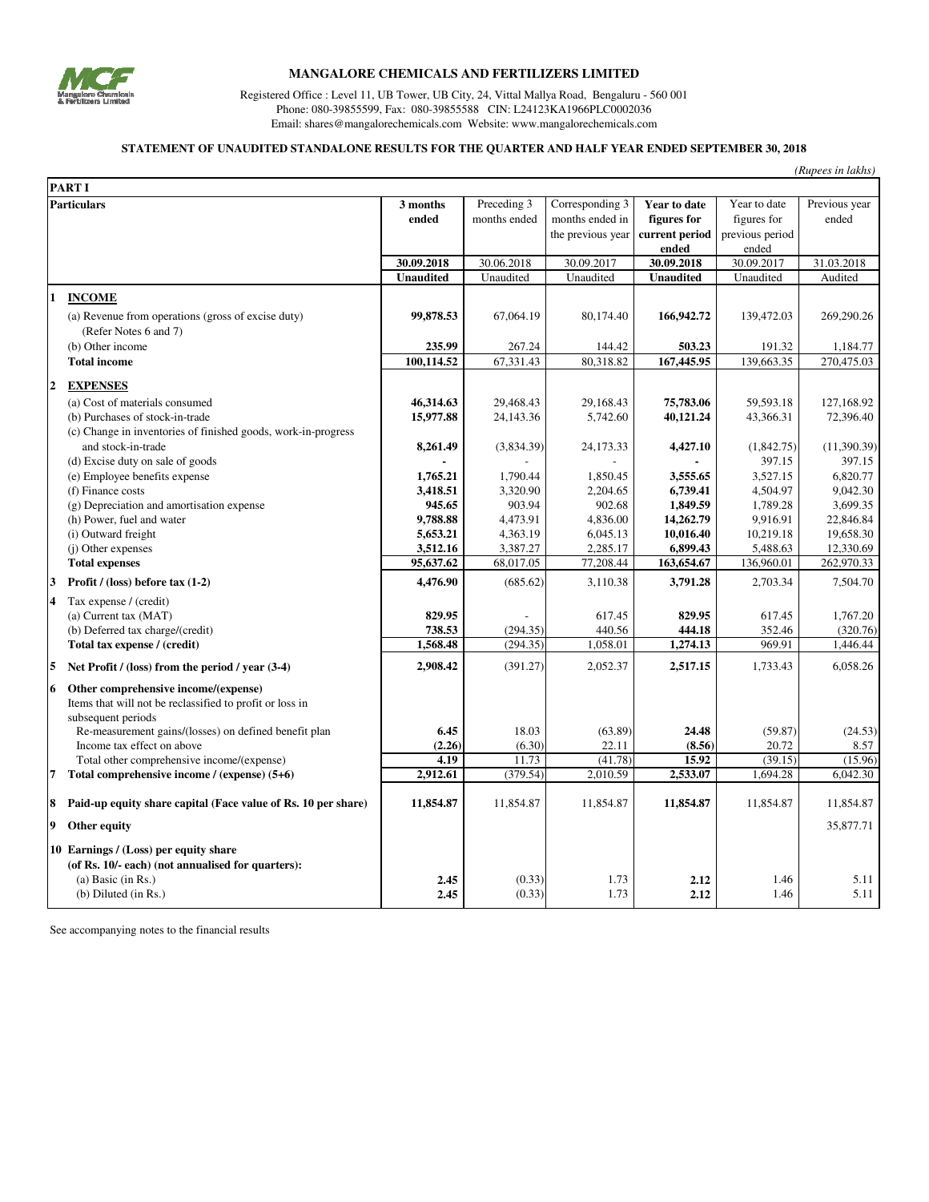# MANGALORE CHEMICALS AND FERTILIZERS LIMITED

Registered Office : Level 11, UB Tower, UB City, 24, Vittal Mallya Road, Bengaluru - 560 001
Phone: 080-39855599, Fax: 080-39855588 CIN: L24123KA1966PLC0002036
Email: shares@mangalorechemicals.com Website: www.mangalorechemicals.com

## STATEMENT OF UNAUDITED STANDALONE RESULTS FOR THE QUARTER AND HALF YEAR ENDED SEPTEMBER 30, 2018

*(Rupees in lakhs)*

**PART I**

| | Particulars | 3 months ended | Preceding 3 months ended | Corresponding 3 months ended in the previous year | Year to date figures for current period ended | Year to date figures for previous period ended | Previous year ended |
|---|---|---|---|---|---|---|---|
| | | **30.09.2018** | 30.06.2018 | 30.09.2017 | **30.09.2018** | 30.09.2017 | 31.03.2018 |
| | | **Unaudited** | Unaudited | Unaudited | **Unaudited** | Unaudited | Audited |
| **1** | **INCOME** | | | | | | |
| | (a) Revenue from operations (gross of excise duty) (Refer Notes 6 and 7) | **99,878.53** | 67,064.19 | 80,174.40 | **166,942.72** | 139,472.03 | 269,290.26 |
| | (b) Other income | **235.99** | 267.24 | 144.42 | **503.23** | 191.32 | 1,184.77 |
| | **Total income** | **100,114.52** | 67,331.43 | 80,318.82 | **167,445.95** | 139,663.35 | 270,475.03 |
| **2** | **EXPENSES** | | | | | | |
| | (a) Cost of materials consumed | **46,314.63** | 29,468.43 | 29,168.43 | **75,783.06** | 59,593.18 | 127,168.92 |
| | (b) Purchases of stock-in-trade | **15,977.88** | 24,143.36 | 5,742.60 | **40,121.24** | 43,366.31 | 72,396.40 |
| | (c) Change in inventories of finished goods, work-in-progress and stock-in-trade | **8,261.49** | (3,834.39) | 24,173.33 | **4,427.10** | (1,842.75) | (11,390.39) |
| | (d) Excise duty on sale of goods | **-** | - | - | **-** | 397.15 | 397.15 |
| | (e) Employee benefits expense | **1,765.21** | 1,790.44 | 1,850.45 | **3,555.65** | 3,527.15 | 6,820.77 |
| | (f) Finance costs | **3,418.51** | 3,320.90 | 2,204.65 | **6,739.41** | 4,504.97 | 9,042.30 |
| | (g) Depreciation and amortisation expense | **945.65** | 903.94 | 902.68 | **1,849.59** | 1,789.28 | 3,699.35 |
| | (h) Power, fuel and water | **9,788.88** | 4,473.91 | 4,836.00 | **14,262.79** | 9,916.91 | 22,846.84 |
| | (i) Outward freight | **5,653.21** | 4,363.19 | 6,045.13 | **10,016.40** | 10,219.18 | 19,658.30 |
| | (j) Other expenses | **3,512.16** | 3,387.27 | 2,285.17 | **6,899.43** | 5,488.63 | 12,330.69 |
| | **Total expenses** | **95,637.62** | 68,017.05 | 77,208.44 | **163,654.67** | 136,960.01 | 262,970.33 |
| **3** | **Profit / (loss) before tax (1-2)** | **4,476.90** | (685.62) | 3,110.38 | **3,791.28** | 2,703.34 | 7,504.70 |
| **4** | Tax expense / (credit) | | | | | | |
| | (a) Current tax (MAT) | **829.95** | - | 617.45 | **829.95** | 617.45 | 1,767.20 |
| | (b) Deferred tax charge/(credit) | **738.53** | (294.35) | 440.56 | **444.18** | 352.46 | (320.76) |
| | **Total tax expense / (credit)** | **1,568.48** | (294.35) | 1,058.01 | **1,274.13** | 969.91 | 1,446.44 |
| **5** | **Net Profit / (loss) from the period / year (3-4)** | **2,908.42** | (391.27) | 2,052.37 | **2,517.15** | 1,733.43 | 6,058.26 |
| **6** | **Other comprehensive income/(expense)** | | | | | | |
| | Items that will not be reclassified to profit or loss in subsequent periods | | | | | | |
| | Re-measurement gains/(losses) on defined benefit plan | **6.45** | 18.03 | (63.89) | **24.48** | (59.87) | (24.53) |
| | Income tax effect on above | **(2.26)** | (6.30) | 22.11 | **(8.56)** | 20.72 | 8.57 |
| | Total other comprehensive income/(expense) | **4.19** | 11.73 | (41.78) | **15.92** | (39.15) | (15.96) |
| **7** | **Total comprehensive income / (expense) (5+6)** | **2,912.61** | (379.54) | 2,010.59 | **2,533.07** | 1,694.28 | 6,042.30 |
| **8** | **Paid-up equity share capital (Face value of Rs. 10 per share)** | **11,854.87** | 11,854.87 | 11,854.87 | **11,854.87** | 11,854.87 | 11,854.87 |
| **9** | **Other equity** | | | | | | 35,877.71 |
| **10** | **Earnings / (Loss) per equity share (of Rs. 10/- each) (not annualised for quarters):** | | | | | | |
| | (a) Basic (in Rs.) | **2.45** | (0.33) | 1.73 | **2.12** | 1.46 | 5.11 |
| | (b) Diluted (in Rs.) | **2.45** | (0.33) | 1.73 | **2.12** | 1.46 | 5.11 |

See accompanying notes to the financial results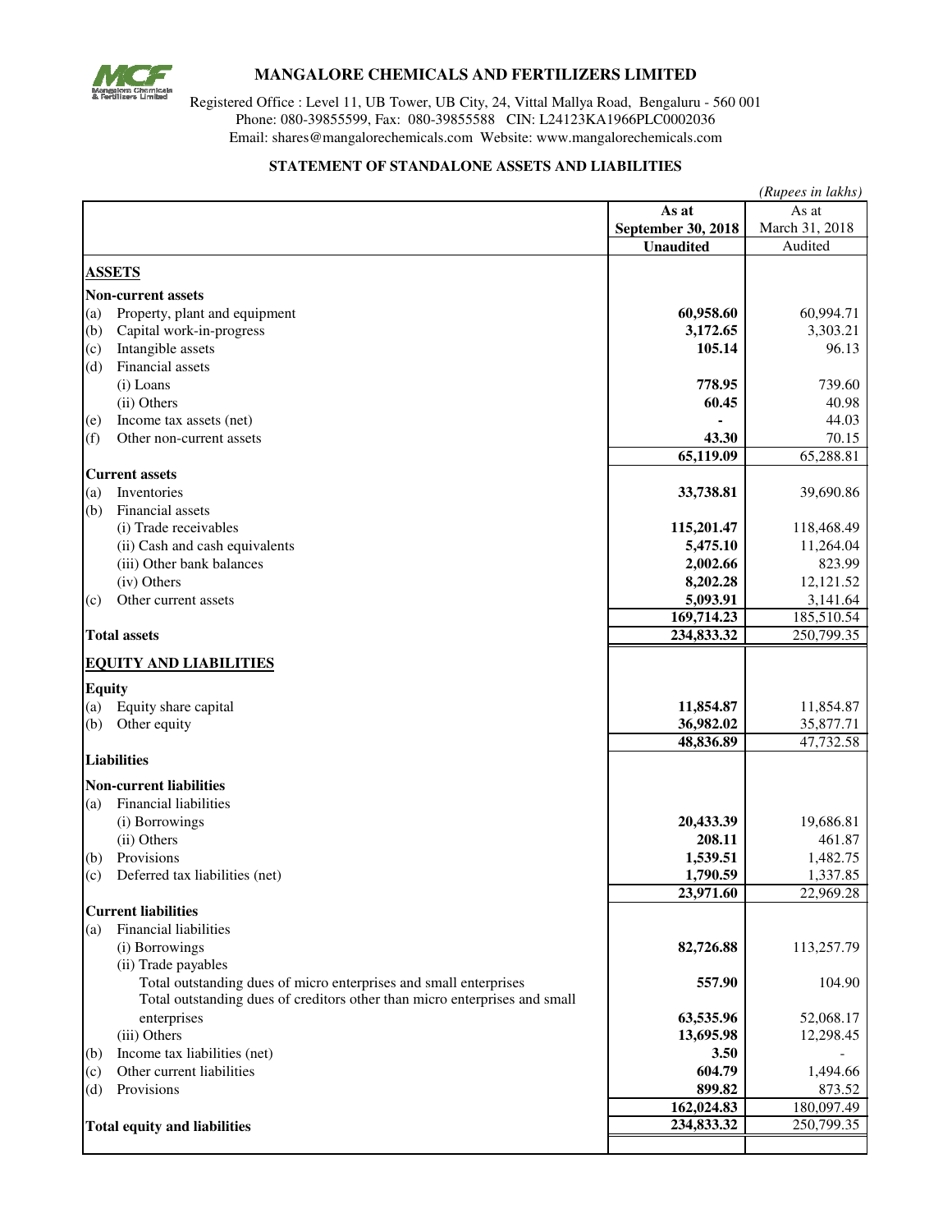# MANGALORE CHEMICALS AND FERTILIZERS LIMITED

Registered Office : Level 11, UB Tower, UB City, 24, Vittal Mallya Road, Bengaluru - 560 001
Phone: 080-39855599, Fax: 080-39855588 CIN: L24123KA1966PLC0002036
Email: shares@mangalorechemicals.com Website: www.mangalorechemicals.com

## STATEMENT OF STANDALONE ASSETS AND LIABILITIES

*(Rupees in lakhs)*

| | **As at September 30, 2018 Unaudited** | As at March 31, 2018 Audited |
|---|---|---|
| **ASSETS** | | |
| **Non-current assets** | | |
| (a) Property, plant and equipment | **60,958.60** | 60,994.71 |
| (b) Capital work-in-progress | **3,172.65** | 3,303.21 |
| (c) Intangible assets | **105.14** | 96.13 |
| (d) Financial assets | | |
| (i) Loans | **778.95** | 739.60 |
| (ii) Others | **60.45** | 40.98 |
| (e) Income tax assets (net) | **-** | 44.03 |
| (f) Other non-current assets | **43.30** | 70.15 |
| | **65,119.09** | 65,288.81 |
| **Current assets** | | |
| (a) Inventories | **33,738.81** | 39,690.86 |
| (b) Financial assets | | |
| (i) Trade receivables | **115,201.47** | 118,468.49 |
| (ii) Cash and cash equivalents | **5,475.10** | 11,264.04 |
| (iii) Other bank balances | **2,002.66** | 823.99 |
| (iv) Others | **8,202.28** | 12,121.52 |
| (c) Other current assets | **5,093.91** | 3,141.64 |
| | **169,714.23** | 185,510.54 |
| **Total assets** | **234,833.32** | 250,799.35 |
| **EQUITY AND LIABILITIES** | | |
| **Equity** | | |
| (a) Equity share capital | **11,854.87** | 11,854.87 |
| (b) Other equity | **36,982.02** | 35,877.71 |
| | **48,836.89** | 47,732.58 |
| **Liabilities** | | |
| **Non-current liabilities** | | |
| (a) Financial liabilities | | |
| (i) Borrowings | **20,433.39** | 19,686.81 |
| (ii) Others | **208.11** | 461.87 |
| (b) Provisions | **1,539.51** | 1,482.75 |
| (c) Deferred tax liabilities (net) | **1,790.59** | 1,337.85 |
| | **23,971.60** | 22,969.28 |
| **Current liabilities** | | |
| (a) Financial liabilities | | |
| (i) Borrowings | **82,726.88** | 113,257.79 |
| (ii) Trade payables | | |
| Total outstanding dues of micro enterprises and small enterprises | **557.90** | 104.90 |
| Total outstanding dues of creditors other than micro enterprises and small enterprises | **63,535.96** | 52,068.17 |
| (iii) Others | **13,695.98** | 12,298.45 |
| (b) Income tax liabilities (net) | **3.50** | - |
| (c) Other current liabilities | **604.79** | 1,494.66 |
| (d) Provisions | **899.82** | 873.52 |
| | **162,024.83** | 180,097.49 |
| **Total equity and liabilities** | **234,833.32** | 250,799.35 |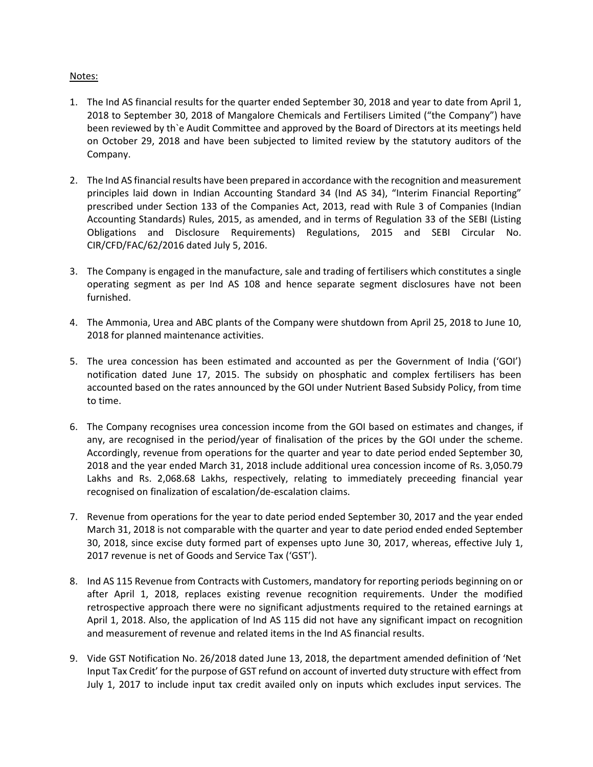Notes:

1. The Ind AS financial results for the quarter ended September 30, 2018 and year to date from April 1, 2018 to September 30, 2018 of Mangalore Chemicals and Fertilisers Limited ("the Company") have been reviewed by th`e Audit Committee and approved by the Board of Directors at its meetings held on October 29, 2018 and have been subjected to limited review by the statutory auditors of the Company.

2. The Ind AS financial results have been prepared in accordance with the recognition and measurement principles laid down in Indian Accounting Standard 34 (Ind AS 34), "Interim Financial Reporting" prescribed under Section 133 of the Companies Act, 2013, read with Rule 3 of Companies (Indian Accounting Standards) Rules, 2015, as amended, and in terms of Regulation 33 of the SEBI (Listing Obligations and Disclosure Requirements) Regulations, 2015 and SEBI Circular No. CIR/CFD/FAC/62/2016 dated July 5, 2016.

3. The Company is engaged in the manufacture, sale and trading of fertilisers which constitutes a single operating segment as per Ind AS 108 and hence separate segment disclosures have not been furnished.

4. The Ammonia, Urea and ABC plants of the Company were shutdown from April 25, 2018 to June 10, 2018 for planned maintenance activities.

5. The urea concession has been estimated and accounted as per the Government of India ('GOI') notification dated June 17, 2015. The subsidy on phosphatic and complex fertilisers has been accounted based on the rates announced by the GOI under Nutrient Based Subsidy Policy, from time to time.

6. The Company recognises urea concession income from the GOI based on estimates and changes, if any, are recognised in the period/year of finalisation of the prices by the GOI under the scheme. Accordingly, revenue from operations for the quarter and year to date period ended September 30, 2018 and the year ended March 31, 2018 include additional urea concession income of Rs. 3,050.79 Lakhs and Rs. 2,068.68 Lakhs, respectively, relating to immediately preceeding financial year recognised on finalization of escalation/de-escalation claims.

7. Revenue from operations for the year to date period ended September 30, 2017 and the year ended March 31, 2018 is not comparable with the quarter and year to date period ended ended September 30, 2018, since excise duty formed part of expenses upto June 30, 2017, whereas, effective July 1, 2017 revenue is net of Goods and Service Tax ('GST').

8. Ind AS 115 Revenue from Contracts with Customers, mandatory for reporting periods beginning on or after April 1, 2018, replaces existing revenue recognition requirements. Under the modified retrospective approach there were no significant adjustments required to the retained earnings at April 1, 2018. Also, the application of Ind AS 115 did not have any significant impact on recognition and measurement of revenue and related items in the Ind AS financial results.

9. Vide GST Notification No. 26/2018 dated June 13, 2018, the department amended definition of 'Net Input Tax Credit' for the purpose of GST refund on account of inverted duty structure with effect from July 1, 2017 to include input tax credit availed only on inputs which excludes input services. The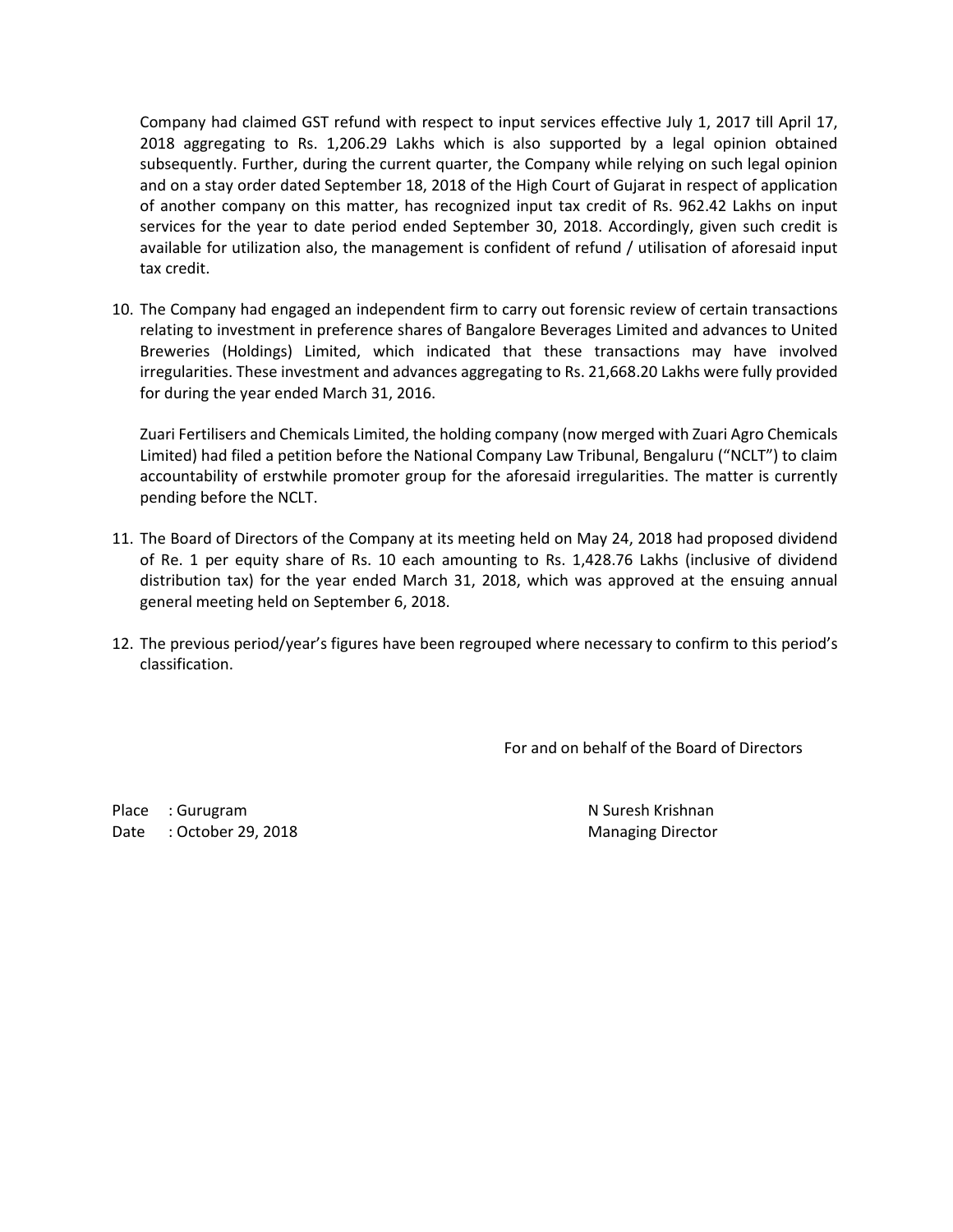Company had claimed GST refund with respect to input services effective July 1, 2017 till April 17, 2018 aggregating to Rs. 1,206.29 Lakhs which is also supported by a legal opinion obtained subsequently. Further, during the current quarter, the Company while relying on such legal opinion and on a stay order dated September 18, 2018 of the High Court of Gujarat in respect of application of another company on this matter, has recognized input tax credit of Rs. 962.42 Lakhs on input services for the year to date period ended September 30, 2018. Accordingly, given such credit is available for utilization also, the management is confident of refund / utilisation of aforesaid input tax credit.

10. The Company had engaged an independent firm to carry out forensic review of certain transactions relating to investment in preference shares of Bangalore Beverages Limited and advances to United Breweries (Holdings) Limited, which indicated that these transactions may have involved irregularities. These investment and advances aggregating to Rs. 21,668.20 Lakhs were fully provided for during the year ended March 31, 2016.

    Zuari Fertilisers and Chemicals Limited, the holding company (now merged with Zuari Agro Chemicals Limited) had filed a petition before the National Company Law Tribunal, Bengaluru ("NCLT") to claim accountability of erstwhile promoter group for the aforesaid irregularities. The matter is currently pending before the NCLT.

11. The Board of Directors of the Company at its meeting held on May 24, 2018 had proposed dividend of Re. 1 per equity share of Rs. 10 each amounting to Rs. 1,428.76 Lakhs (inclusive of dividend distribution tax) for the year ended March 31, 2018, which was approved at the ensuing annual general meeting held on September 6, 2018.

12. The previous period/year's figures have been regrouped where necessary to confirm to this period's classification.

For and on behalf of the Board of Directors

Place : Gurugram
Date : October 29, 2018

N Suresh Krishnan
Managing Director